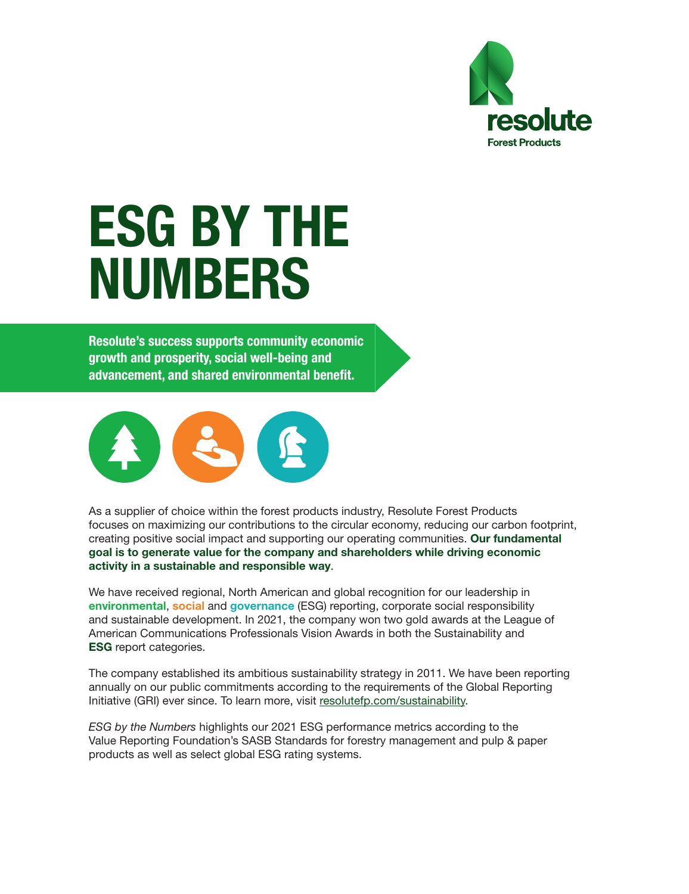resolute
Forest Products

# ESG BY THE NUMBERS

**Resolute's success supports community economic growth and prosperity, social well-being and advancement, and shared environmental benefit.**

As a supplier of choice within the forest products industry, Resolute Forest Products focuses on maximizing our contributions to the circular economy, reducing our carbon footprint, creating positive social impact and supporting our operating communities. **Our fundamental goal is to generate value for the company and shareholders while driving economic activity in a sustainable and responsible way**.

We have received regional, North American and global recognition for our leadership in **environmental**, **social** and **governance** (ESG) reporting, corporate social responsibility and sustainable development. In 2021, the company won two gold awards at the League of American Communications Professionals Vision Awards in both the Sustainability and **ESG** report categories.

The company established its ambitious sustainability strategy in 2011. We have been reporting annually on our public commitments according to the requirements of the Global Reporting Initiative (GRI) ever since. To learn more, visit resolutefp.com/sustainability.

*ESG by the Numbers* highlights our 2021 ESG performance metrics according to the Value Reporting Foundation's SASB Standards for forestry management and pulp & paper products as well as select global ESG rating systems.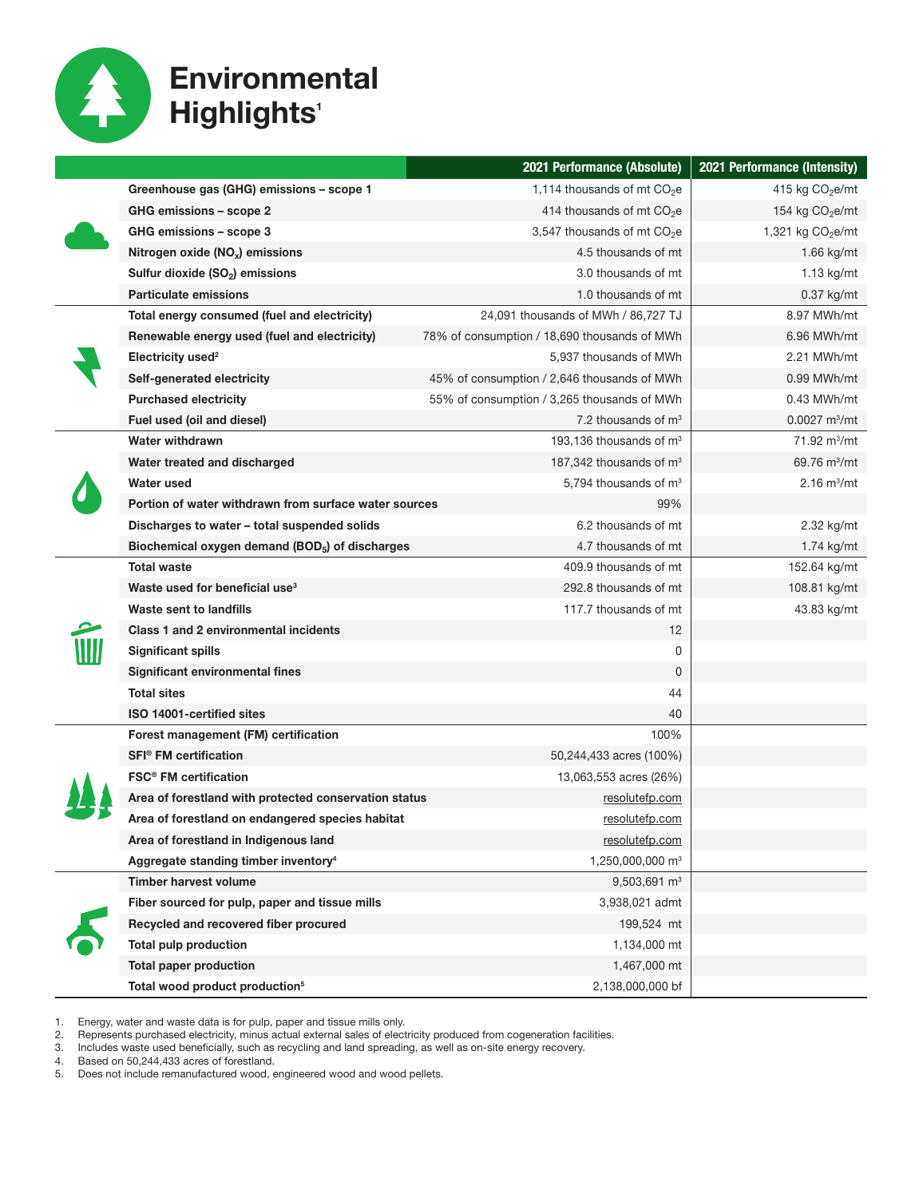# Environmental Highlights[1]

| | 2021 Performance (Absolute) | 2021 Performance (Intensity) |
|---|---|---|
| **Greenhouse gas (GHG) emissions – scope 1** | 1,114 thousands of mt $CO_2e$ | 415 kg $CO_2e$/mt |
| **GHG emissions – scope 2** | 414 thousands of mt $CO_2e$ | 154 kg $CO_2e$/mt |
| **GHG emissions – scope 3** | 3,547 thousands of mt $CO_2e$ | 1,321 kg $CO_2e$/mt |
| **Nitrogen oxide ($NO_x$) emissions** | 4.5 thousands of mt | 1.66 kg/mt |
| **Sulfur dioxide ($SO_2$) emissions** | 3.0 thousands of mt | 1.13 kg/mt |
| **Particulate emissions** | 1.0 thousands of mt | 0.37 kg/mt |
| **Total energy consumed (fuel and electricity)** | 24,091 thousands of MWh / 86,727 TJ | 8.97 MWh/mt |
| **Renewable energy used (fuel and electricity)** | 78% of consumption / 18,690 thousands of MWh | 6.96 MWh/mt |
| **Electricity used[2]** | 5,937 thousands of MWh | 2.21 MWh/mt |
| **Self-generated electricity** | 45% of consumption / 2,646 thousands of MWh | 0.99 MWh/mt |
| **Purchased electricity** | 55% of consumption / 3,265 thousands of MWh | 0.43 MWh/mt |
| **Fuel used (oil and diesel)** | 7.2 thousands of $m^3$ | 0.0027 $m^3$/mt |
| **Water withdrawn** | 193,136 thousands of $m^3$ | 71.92 $m^3$/mt |
| **Water treated and discharged** | 187,342 thousands of $m^3$ | 69.76 $m^3$/mt |
| **Water used** | 5,794 thousands of $m^3$ | 2.16 $m^3$/mt |
| **Portion of water withdrawn from surface water sources** | 99% | |
| **Discharges to water – total suspended solids** | 6.2 thousands of mt | 2.32 kg/mt |
| **Biochemical oxygen demand ($BOD_5$) of discharges** | 4.7 thousands of mt | 1.74 kg/mt |
| **Total waste** | 409.9 thousands of mt | 152.64 kg/mt |
| **Waste used for beneficial use[3]** | 292.8 thousands of mt | 108.81 kg/mt |
| **Waste sent to landfills** | 117.7 thousands of mt | 43.83 kg/mt |
| **Class 1 and 2 environmental incidents** | 12 | |
| **Significant spills** | 0 | |
| **Significant environmental fines** | 0 | |
| **Total sites** | 44 | |
| **ISO 14001-certified sites** | 40 | |
| **Forest management (FM) certification** | 100% | |
| **SFI® FM certification** | 50,244,433 acres (100%) | |
| **FSC® FM certification** | 13,063,553 acres (26%) | |
| **Area of forestland with protected conservation status** | resolutefp.com | |
| **Area of forestland on endangered species habitat** | resolutefp.com | |
| **Area of forestland in Indigenous land** | resolutefp.com | |
| **Aggregate standing timber inventory[4]** | 1,250,000,000 $m^3$ | |
| **Timber harvest volume** | 9,503,691 $m^3$ | |
| **Fiber sourced for pulp, paper and tissue mills** | 3,938,021 admt | |
| **Recycled and recovered fiber procured** | 199,524 mt | |
| **Total pulp production** | 1,134,000 mt | |
| **Total paper production** | 1,467,000 mt | |
| **Total wood product production[5]** | 2,138,000,000 bf | |

1. Energy, water and waste data is for pulp, paper and tissue mills only.
2. Represents purchased electricity, minus actual external sales of electricity produced from cogeneration facilities.
3. Includes waste used beneficially, such as recycling and land spreading, as well as on-site energy recovery.
4. Based on 50,244,433 acres of forestland.
5. Does not include remanufactured wood, engineered wood and wood pellets.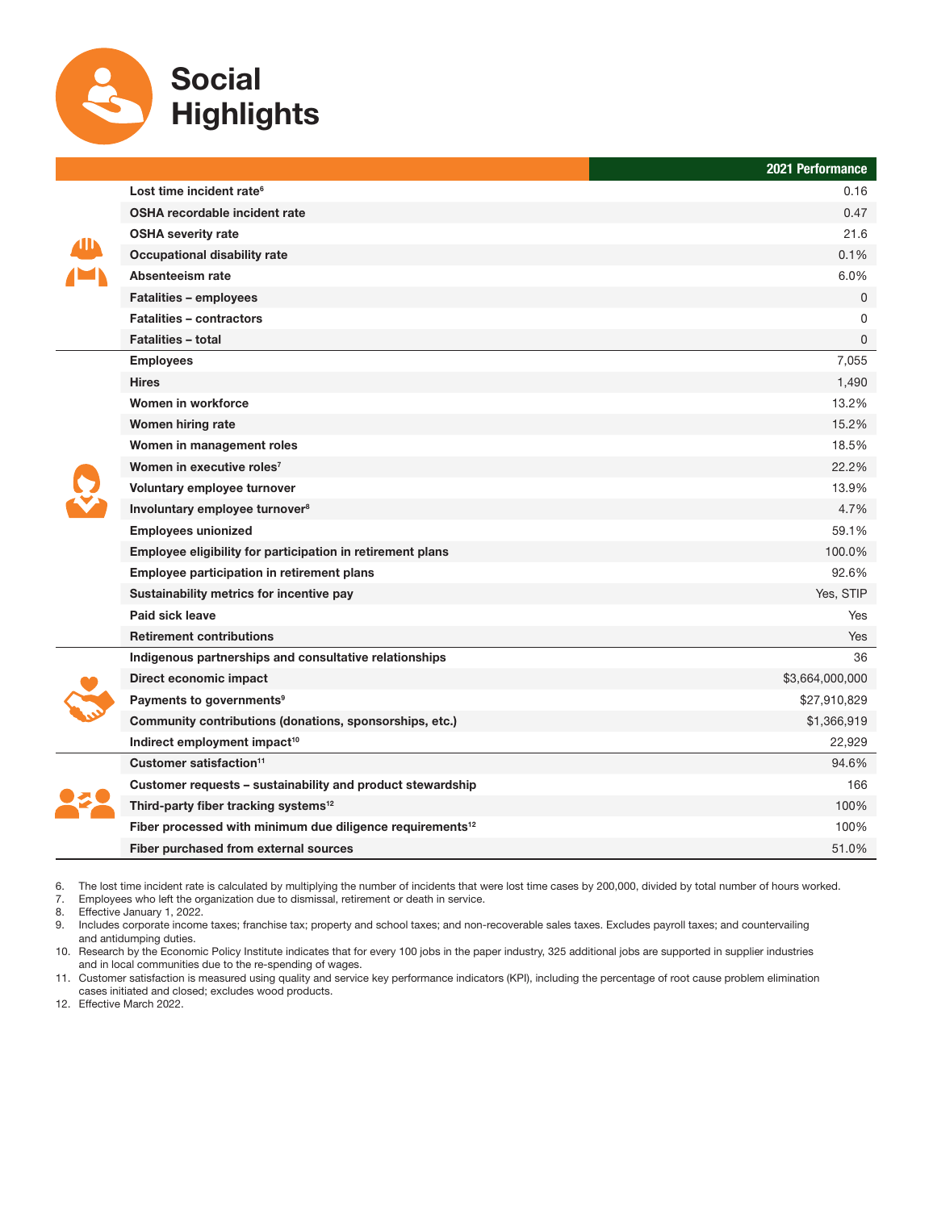# Social Highlights

| | 2021 Performance |
|---|---|
| Lost time incident rate[6] | 0.16 |
| OSHA recordable incident rate | 0.47 |
| OSHA severity rate | 21.6 |
| Occupational disability rate | 0.1% |
| Absenteeism rate | 6.0% |
| Fatalities – employees | 0 |
| Fatalities – contractors | 0 |
| Fatalities – total | 0 |
| Employees | 7,055 |
| Hires | 1,490 |
| Women in workforce | 13.2% |
| Women hiring rate | 15.2% |
| Women in management roles | 18.5% |
| Women in executive roles[7] | 22.2% |
| Voluntary employee turnover | 13.9% |
| Involuntary employee turnover[8] | 4.7% |
| Employees unionized | 59.1% |
| Employee eligibility for participation in retirement plans | 100.0% |
| Employee participation in retirement plans | 92.6% |
| Sustainability metrics for incentive pay | Yes, STIP |
| Paid sick leave | Yes |
| Retirement contributions | Yes |
| Indigenous partnerships and consultative relationships | 36 |
| Direct economic impact | $3,664,000,000 |
| Payments to governments[9] | $27,910,829 |
| Community contributions (donations, sponsorships, etc.) | $1,366,919 |
| Indirect employment impact[10] | 22,929 |
| Customer satisfaction[11] | 94.6% |
| Customer requests – sustainability and product stewardship | 166 |
| Third-party fiber tracking systems[12] | 100% |
| Fiber processed with minimum due diligence requirements[12] | 100% |
| Fiber purchased from external sources | 51.0% |

6. The lost time incident rate is calculated by multiplying the number of incidents that were lost time cases by 200,000, divided by total number of hours worked.
7. Employees who left the organization due to dismissal, retirement or death in service.
8. Effective January 1, 2022.
9. Includes corporate income taxes; franchise tax; property and school taxes; and non-recoverable sales taxes. Excludes payroll taxes; and countervailing and antidumping duties.
10. Research by the Economic Policy Institute indicates that for every 100 jobs in the paper industry, 325 additional jobs are supported in supplier industries and in local communities due to the re-spending of wages.
11. Customer satisfaction is measured using quality and service key performance indicators (KPI), including the percentage of root cause problem elimination cases initiated and closed; excludes wood products.
12. Effective March 2022.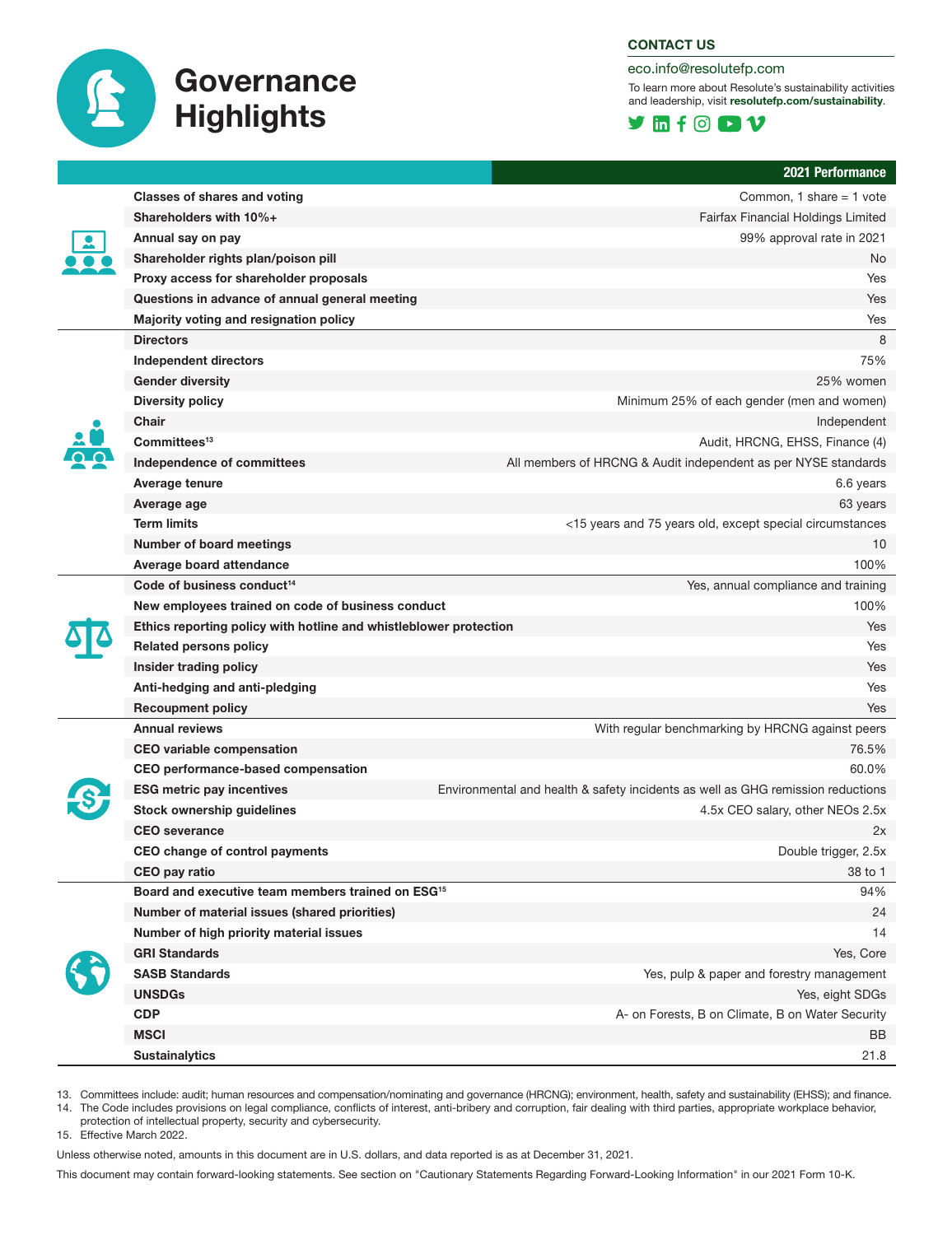# Governance Highlights

**CONTACT US**

eco.info@resolutefp.com

To learn more about Resolute's sustainability activities and leadership, visit **resolutefp.com/sustainability**.

| | 2021 Performance |
|---|---|
| **Classes of shares and voting** | Common, 1 share = 1 vote |
| **Shareholders with 10%+** | Fairfax Financial Holdings Limited |
| **Annual say on pay** | 99% approval rate in 2021 |
| **Shareholder rights plan/poison pill** | No |
| **Proxy access for shareholder proposals** | Yes |
| **Questions in advance of annual general meeting** | Yes |
| **Majority voting and resignation policy** | Yes |
| **Directors** | 8 |
| **Independent directors** | 75% |
| **Gender diversity** | 25% women |
| **Diversity policy** | Minimum 25% of each gender (men and women) |
| **Chair** | Independent |
| **Committees**[13] | Audit, HRCNG, EHSS, Finance (4) |
| **Independence of committees** | All members of HRCNG & Audit independent as per NYSE standards |
| **Average tenure** | 6.6 years |
| **Average age** | 63 years |
| **Term limits** | <15 years and 75 years old, except special circumstances |
| **Number of board meetings** | 10 |
| **Average board attendance** | 100% |
| **Code of business conduct**[14] | Yes, annual compliance and training |
| **New employees trained on code of business conduct** | 100% |
| **Ethics reporting policy with hotline and whistleblower protection** | Yes |
| **Related persons policy** | Yes |
| **Insider trading policy** | Yes |
| **Anti-hedging and anti-pledging** | Yes |
| **Recoupment policy** | Yes |
| **Annual reviews** | With regular benchmarking by HRCNG against peers |
| **CEO variable compensation** | 76.5% |
| **CEO performance-based compensation** | 60.0% |
| **ESG metric pay incentives** | Environmental and health & safety incidents as well as GHG remission reductions |
| **Stock ownership guidelines** | 4.5x CEO salary, other NEOs 2.5x |
| **CEO severance** | 2x |
| **CEO change of control payments** | Double trigger, 2.5x |
| **CEO pay ratio** | 38 to 1 |
| **Board and executive team members trained on ESG**[15] | 94% |
| **Number of material issues (shared priorities)** | 24 |
| **Number of high priority material issues** | 14 |
| **GRI Standards** | Yes, Core |
| **SASB Standards** | Yes, pulp & paper and forestry management |
| **UNSDGs** | Yes, eight SDGs |
| **CDP** | A- on Forests, B on Climate, B on Water Security |
| **MSCI** | BB |
| **Sustainalytics** | 21.8 |

13. Committees include: audit; human resources and compensation/nominating and governance (HRCNG); environment, health, safety and sustainability (EHSS); and finance.
14. The Code includes provisions on legal compliance, conflicts of interest, anti-bribery and corruption, fair dealing with third parties, appropriate workplace behavior, protection of intellectual property, security and cybersecurity.
15. Effective March 2022.

Unless otherwise noted, amounts in this document are in U.S. dollars, and data reported is as at December 31, 2021.

This document may contain forward-looking statements. See section on "Cautionary Statements Regarding Forward-Looking Information" in our 2021 Form 10-K.